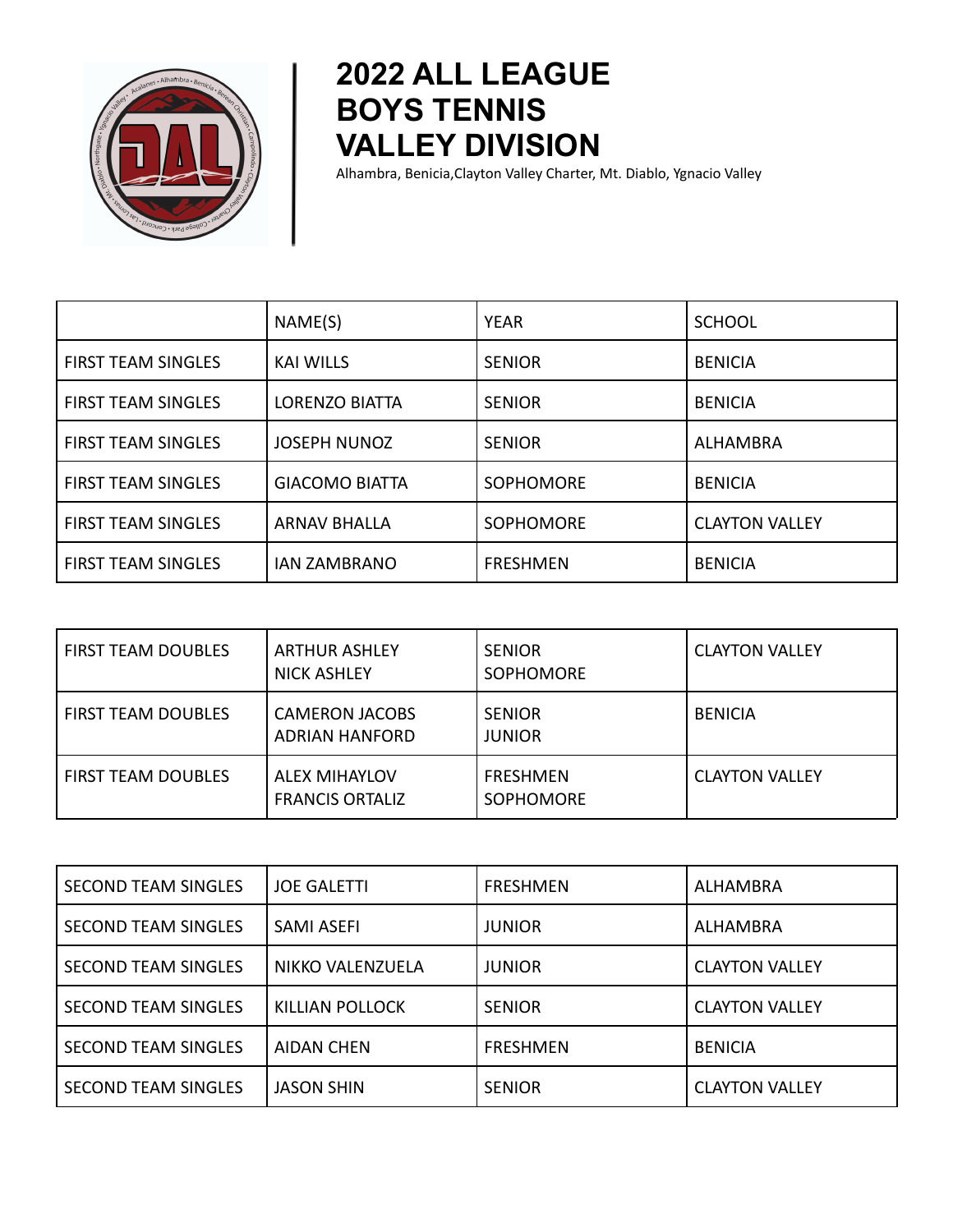# 2022 ALL LEAGUE BOYS TENNIS VALLEY DIVISION

Alhambra, Benicia,Clayton Valley Charter, Mt. Diablo, Ygnacio Valley

| | NAME(S) | YEAR | SCHOOL |
|---|---|---|---|
| FIRST TEAM SINGLES | KAI WILLS | SENIOR | BENICIA |
| FIRST TEAM SINGLES | LORENZO BIATTA | SENIOR | BENICIA |
| FIRST TEAM SINGLES | JOSEPH NUNOZ | SENIOR | ALHAMBRA |
| FIRST TEAM SINGLES | GIACOMO BIATTA | SOPHOMORE | BENICIA |
| FIRST TEAM SINGLES | ARNAV BHALLA | SOPHOMORE | CLAYTON VALLEY |
| FIRST TEAM SINGLES | IAN ZAMBRANO | FRESHMEN | BENICIA |

| | | | |
|---|---|---|---|
| FIRST TEAM DOUBLES | ARTHUR ASHLEY<br>NICK ASHLEY | SENIOR<br>SOPHOMORE | CLAYTON VALLEY |
| FIRST TEAM DOUBLES | CAMERON JACOBS<br>ADRIAN HANFORD | SENIOR<br>JUNIOR | BENICIA |
| FIRST TEAM DOUBLES | ALEX MIHAYLOV<br>FRANCIS ORTALIZ | FRESHMEN<br>SOPHOMORE | CLAYTON VALLEY |

| | | | |
|---|---|---|---|
| SECOND TEAM SINGLES | JOE GALETTI | FRESHMEN | ALHAMBRA |
| SECOND TEAM SINGLES | SAMI ASEFI | JUNIOR | ALHAMBRA |
| SECOND TEAM SINGLES | NIKKO VALENZUELA | JUNIOR | CLAYTON VALLEY |
| SECOND TEAM SINGLES | KILLIAN POLLOCK | SENIOR | CLAYTON VALLEY |
| SECOND TEAM SINGLES | AIDAN CHEN | FRESHMEN | BENICIA |
| SECOND TEAM SINGLES | JASON SHIN | SENIOR | CLAYTON VALLEY |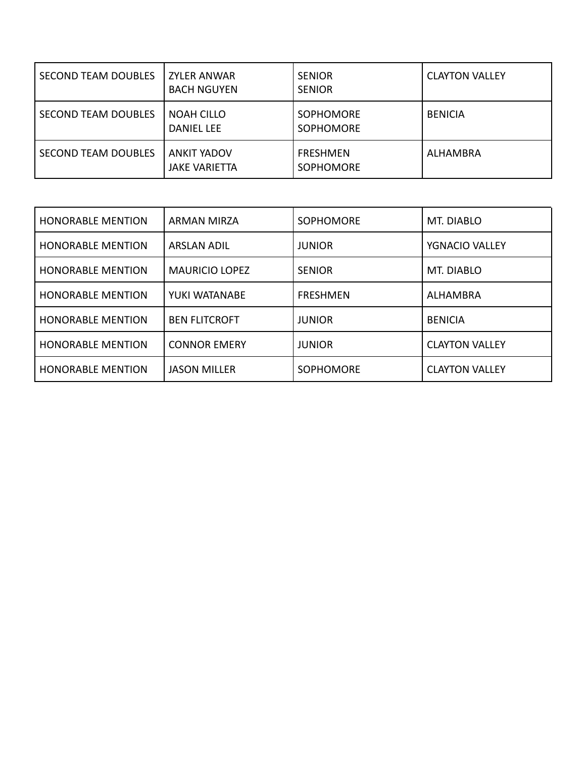| | | | |
|---|---|---|---|
| SECOND TEAM DOUBLES | ZYLER ANWAR<br>BACH NGUYEN | SENIOR<br>SENIOR | CLAYTON VALLEY |
| SECOND TEAM DOUBLES | NOAH CILLO<br>DANIEL LEE | SOPHOMORE<br>SOPHOMORE | BENICIA |
| SECOND TEAM DOUBLES | ANKIT YADOV<br>JAKE VARIETTA | FRESHMEN<br>SOPHOMORE | ALHAMBRA |

| | | | |
|---|---|---|---|
| HONORABLE MENTION | ARMAN MIRZA | SOPHOMORE | MT. DIABLO |
| HONORABLE MENTION | ARSLAN ADIL | JUNIOR | YGNACIO VALLEY |
| HONORABLE MENTION | MAURICIO LOPEZ | SENIOR | MT. DIABLO |
| HONORABLE MENTION | YUKI WATANABE | FRESHMEN | ALHAMBRA |
| HONORABLE MENTION | BEN FLITCROFT | JUNIOR | BENICIA |
| HONORABLE MENTION | CONNOR EMERY | JUNIOR | CLAYTON VALLEY |
| HONORABLE MENTION | JASON MILLER | SOPHOMORE | CLAYTON VALLEY |